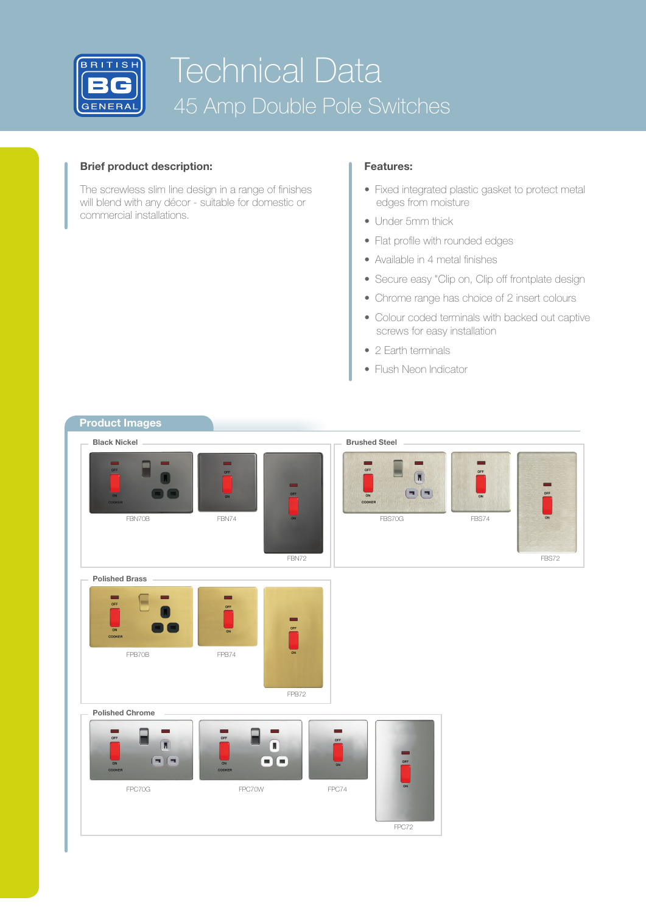# Technical Data

## 45 Amp Double Pole Switches

### Brief product description:

The screwless slim line design in a range of finishes will blend with any décor - suitable for domestic or commercial installations.

### Features:

- Fixed integrated plastic gasket to protect metal edges from moisture
- Under 5mm thick
- Flat profile with rounded edges
- Available in 4 metal finishes
- Secure easy "Clip on, Clip off frontplate design
- Chrome range has choice of 2 insert colours
- Colour coded terminals with backed out captive screws for easy installation
- 2 Earth terminals
- Flush Neon Indicator

## Product Images

**Black Nickel**

FBN70B

FBN74

FBN72

**Brushed Steel**

FBS70G

FBS74

FBS72

**Polished Brass**

FPB70B

FPB74

FPB72

**Polished Chrome**

FPC70G

FPC70W

FPC74

FPC72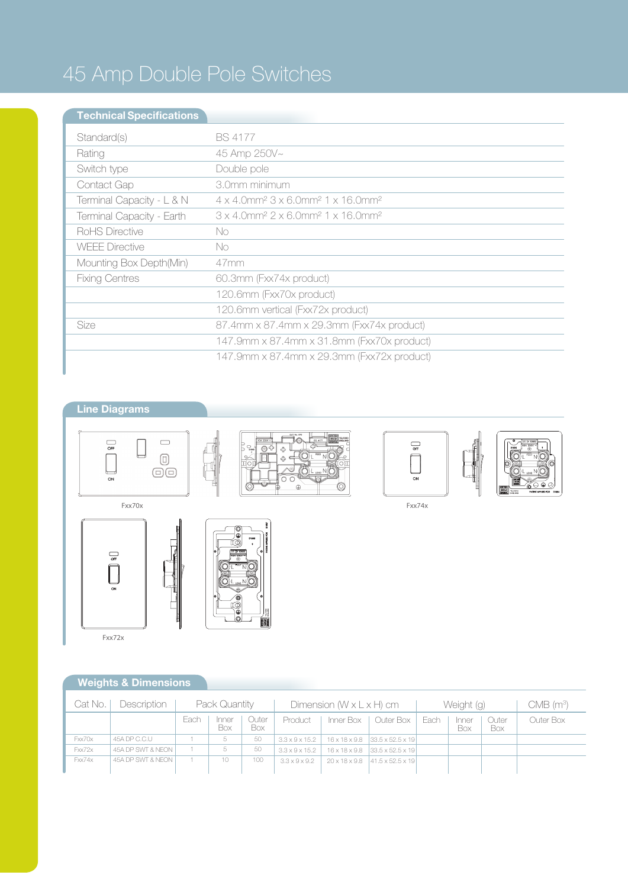# 45 Amp Double Pole Switches

## Technical Specifications

| | |
|---|---|
| Standard(s) | BS 4177 |
| Rating | 45 Amp 250V~ |
| Switch type | Double pole |
| Contact Gap | 3.0mm minimum |
| Terminal Capacity - L & N | 4 x 4.0mm² 3 x 6.0mm² 1 x 16.0mm² |
| Terminal Capacity - Earth | 3 x 4.0mm² 2 x 6.0mm² 1 x 16.0mm² |
| RoHS Directive | No |
| WEEE Directive | No |
| Mounting Box Depth(Min) | 47mm |
| Fixing Centres | 60.3mm (Fxx74x product) |
| | 120.6mm (Fxx70x product) |
| | 120.6mm vertical (Fxx72x product) |
| Size | 87.4mm x 87.4mm x 29.3mm (Fxx74x product) |
| | 147.9mm x 87.4mm x 31.8mm (Fxx70x product) |
| | 147.9mm x 87.4mm x 29.3mm (Fxx72x product) |

## Line Diagrams

Fxx70x

Fxx74x

Fxx72x

## Weights & Dimensions

| Cat No. | Description | Pack Quantity | | | Dimension (W x L x H) cm | | | Weight (g) | | | CMB (m³) |
|---|---|---|---|---|---|---|---|---|---|---|---|
| | | Each | Inner Box | Outer Box | Product | Inner Box | Outer Box | Each | Inner Box | Outer Box | Outer Box |
| Fxx70x | 45A DP C.C.U | 1 | 5 | 50 | 3.3 x 9 x 15.2 | 16 x 18 x 9.8 | 33.5 x 52.5 x 19 | | | | |
| Fxx72x | 45A DP SWT & NEON | 1 | 5 | 50 | 3.3 x 9 x 15.2 | 16 x 18 x 9.8 | 33.5 x 52.5 x 19 | | | | |
| Fxx74x | 45A DP SWT & NEON | 1 | 10 | 100 | 3.3 x 9 x 9.2 | 20 x 18 x 9.8 | 41.5 x 52.5 x 19 | | | | |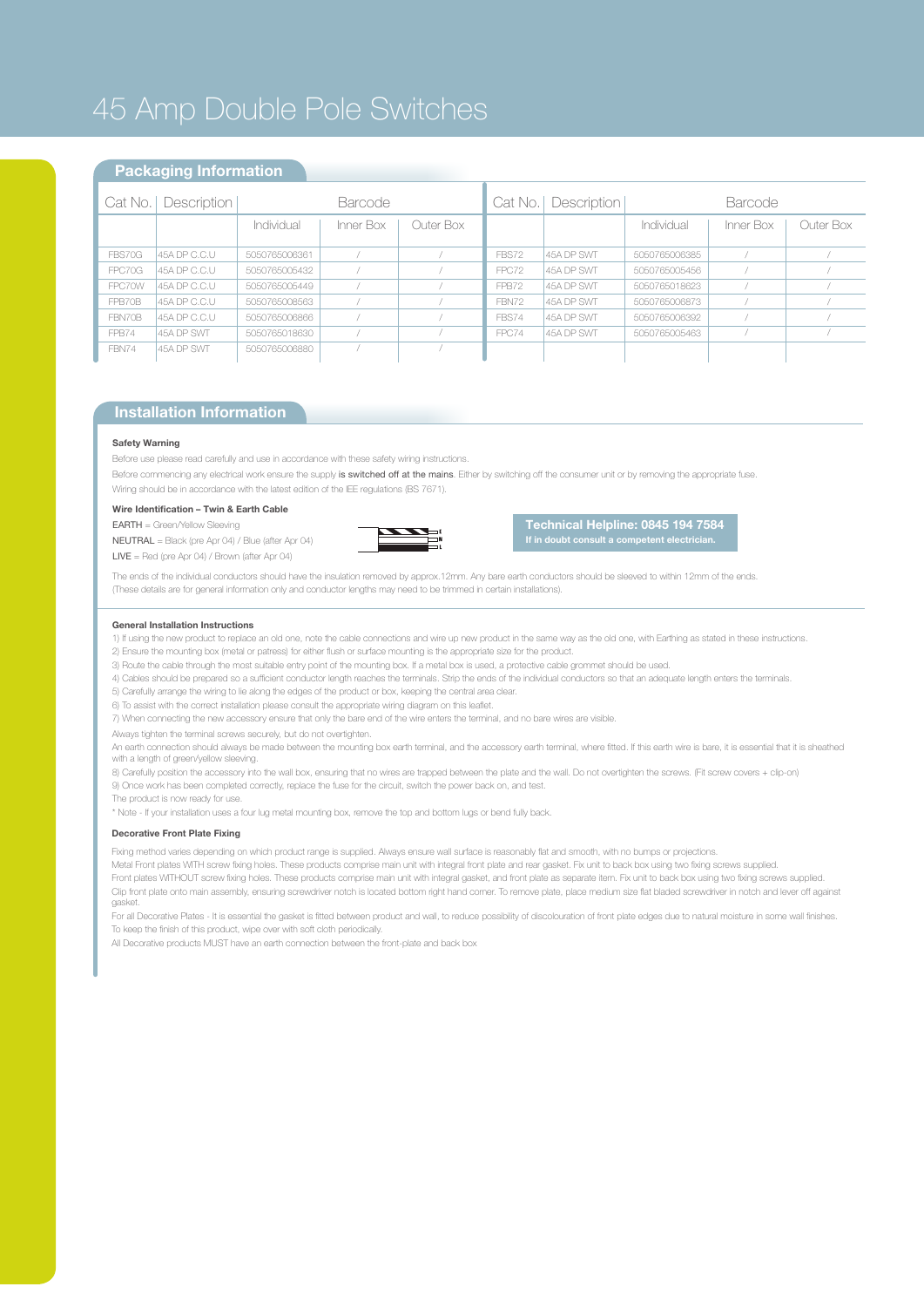# 45 Amp Double Pole Switches

## Packaging Information

| Cat No. | Description | Barcode | | | Cat No. | Description | Barcode | | |
|---|---|---|---|---|---|---|---|---|---|
| | | Individual | Inner Box | Outer Box | | | Individual | Inner Box | Outer Box |
| FBS70G | 45A DP C.C.U | 5050765006361 | / | / | FBS72 | 45A DP SWT | 5050765006385 | / | / |
| FPC70G | 45A DP C.C.U | 5050765005432 | / | / | FPC72 | 45A DP SWT | 5050765005456 | / | / |
| FPC70W | 45A DP C.C.U | 5050765005449 | / | / | FPB72 | 45A DP SWT | 5050765018623 | / | / |
| FPB70B | 45A DP C.C.U | 5050765008563 | / | / | FBN72 | 45A DP SWT | 5050765006873 | / | / |
| FBN70B | 45A DP C.C.U | 5050765006866 | / | / | FBS74 | 45A DP SWT | 5050765006392 | / | / |
| FPB74 | 45A DP SWT | 5050765018630 | / | / | FPC74 | 45A DP SWT | 5050765005463 | / | / |
| FBN74 | 45A DP SWT | 5050765006880 | / | / | | | | | |

## Installation Information

### Safety Warning

Before use please read carefully and use in accordance with these safety wiring instructions.

Before commencing any electrical work ensure the supply is switched off at the mains. Either by switching off the consumer unit or by removing the appropriate fuse.

Wiring should be in accordance with the latest edition of the IEE regulations (BS 7671).

### Wire Identification – Twin & Earth Cable

EARTH = Green/Yellow Sleeving

NEUTRAL = Black (pre Apr 04) / Blue (after Apr 04)

LIVE = Red (pre Apr 04) / Brown (after Apr 04)

**Technical Helpline: 0845 194 7584**
**If in doubt consult a competent electrician.**

The ends of the individual conductors should have the insulation removed by approx.12mm. Any bare earth conductors should be sleeved to within 12mm of the ends. (These details are for general information only and conductor lengths may need to be trimmed in certain installations).

### General Installation Instructions

1) If using the new product to replace an old one, note the cable connections and wire up new product in the same way as the old one, with Earthing as stated in these instructions.
2) Ensure the mounting box (metal or patress) for either flush or surface mounting is the appropriate size for the product.
3) Route the cable through the most suitable entry point of the mounting box. If a metal box is used, a protective cable grommet should be used.
4) Cables should be prepared so a sufficient conductor length reaches the terminals. Strip the ends of the individual conductors so that an adequate length enters the terminals.
5) Carefully arrange the wiring to lie along the edges of the product or box, keeping the central area clear.
6) To assist with the correct installation please consult the appropriate wiring diagram on this leaflet.
7) When connecting the new accessory ensure that only the bare end of the wire enters the terminal, and no bare wires are visible.

Always tighten the terminal screws securely, but do not overtighten.

An earth connection should always be made between the mounting box earth terminal, and the accessory earth terminal, where fitted. If this earth wire is bare, it is essential that it is sheathed with a length of green/yellow sleeving.

8) Carefully position the accessory into the wall box, ensuring that no wires are trapped between the plate and the wall. Do not overtighten the screws. (Fit screw covers + clip-on)
9) Once work has been completed correctly, replace the fuse for the circuit, switch the power back on, and test.

The product is now ready for use.

* Note - If your installation uses a four lug metal mounting box, remove the top and bottom lugs or bend fully back.

### Decorative Front Plate Fixing

Fixing method varies depending on which product range is supplied. Always ensure wall surface is reasonably flat and smooth, with no bumps or projections.

Metal Front plates WITH screw fixing holes. These products comprise main unit with integral front plate and rear gasket. Fix unit to back box using two fixing screws supplied.

Front plates WITHOUT screw fixing holes. These products comprise main unit with integral gasket, and front plate as separate item. Fix unit to back box using two fixing screws supplied.

Clip front plate onto main assembly, ensuring screwdriver notch is located bottom right hand corner. To remove plate, place medium size flat bladed screwdriver in notch and lever off against gasket.

For all Decorative Plates - It is essential the gasket is fitted between product and wall, to reduce possibility of discolouration of front plate edges due to natural moisture in some wall finishes.

To keep the finish of this product, wipe over with soft cloth periodically.

All Decorative products MUST have an earth connection between the front-plate and back box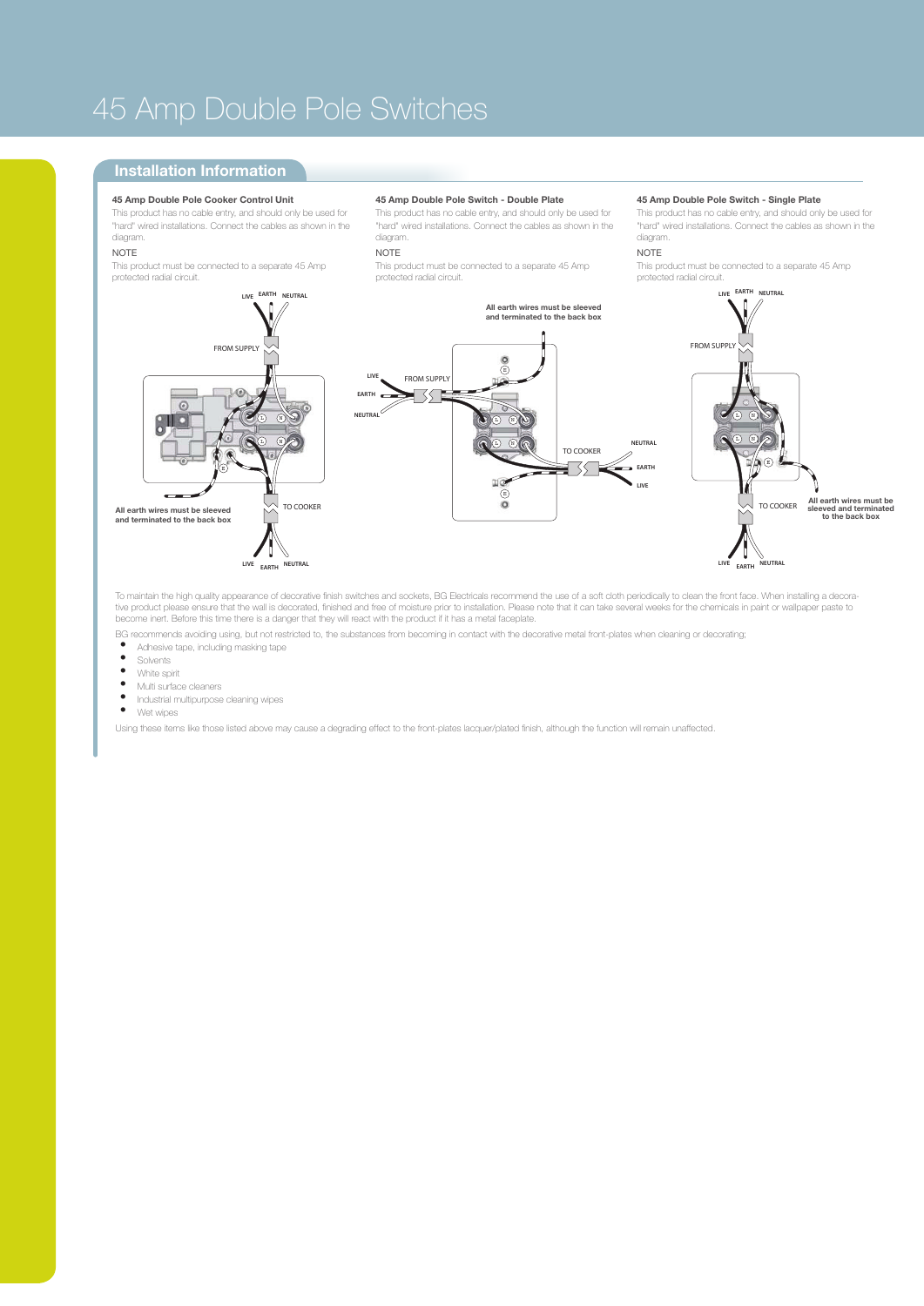# 45 Amp Double Pole Switches

## Installation Information

### 45 Amp Double Pole Cooker Control Unit

This product has no cable entry, and should only be used for "hard" wired installations. Connect the cables as shown in the diagram.

NOTE

This product must be connected to a separate 45 Amp protected radial circuit.

LIVE EARTH NEUTRAL

FROM SUPPLY

All earth wires must be sleeved and terminated to the back box

TO COOKER

LIVE EARTH NEUTRAL

### 45 Amp Double Pole Switch - Double Plate

This product has no cable entry, and should only be used for "hard" wired installations. Connect the cables as shown in the diagram.

NOTE

This product must be connected to a separate 45 Amp protected radial circuit.

All earth wires must be sleeved and terminated to the back box

LIVE

EARTH

NEUTRAL

FROM SUPPLY

TO COOKER

NEUTRAL

EARTH

LIVE

### 45 Amp Double Pole Switch - Single Plate

This product has no cable entry, and should only be used for "hard" wired installations. Connect the cables as shown in the diagram.

NOTE

This product must be connected to a separate 45 Amp protected radial circuit.

LIVE EARTH NEUTRAL

FROM SUPPLY

TO COOKER

All earth wires must be sleeved and terminated to the back box

LIVE EARTH NEUTRAL

To maintain the high quality appearance of decorative finish switches and sockets, BG Electricals recommend the use of a soft cloth periodically to clean the front face. When installing a decorative product please ensure that the wall is decorated, finished and free of moisture prior to installation. Please note that it can take several weeks for the chemicals in paint or wallpaper paste to become inert. Before this time there is a danger that they will react with the product if it has a metal faceplate.

BG recommends avoiding using, but not restricted to, the substances from becoming in contact with the decorative metal front-plates when cleaning or decorating;

- Adhesive tape, including masking tape
- Solvents
- White spirit
- Multi surface cleaners
- Industrial multipurpose cleaning wipes
- Wet wipes

Using these items like those listed above may cause a degrading effect to the front-plates lacquer/plated finish, although the function will remain unaffected.